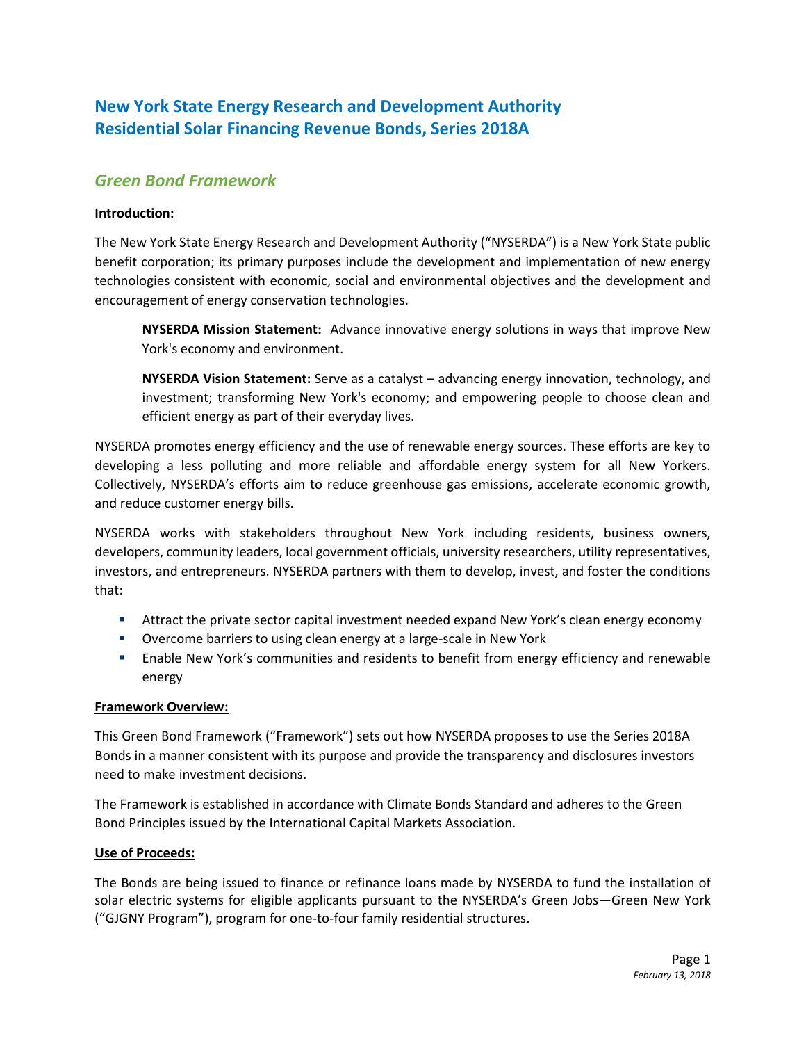# New York State Energy Research and Development Authority
# Residential Solar Financing Revenue Bonds, Series 2018A

## *Green Bond Framework*

**Introduction:**

The New York State Energy Research and Development Authority ("NYSERDA") is a New York State public benefit corporation; its primary purposes include the development and implementation of new energy technologies consistent with economic, social and environmental objectives and the development and encouragement of energy conservation technologies.

> **NYSERDA Mission Statement:** Advance innovative energy solutions in ways that improve New York's economy and environment.
>
> **NYSERDA Vision Statement:** Serve as a catalyst – advancing energy innovation, technology, and investment; transforming New York's economy; and empowering people to choose clean and efficient energy as part of their everyday lives.

NYSERDA promotes energy efficiency and the use of renewable energy sources. These efforts are key to developing a less polluting and more reliable and affordable energy system for all New Yorkers. Collectively, NYSERDA's efforts aim to reduce greenhouse gas emissions, accelerate economic growth, and reduce customer energy bills.

NYSERDA works with stakeholders throughout New York including residents, business owners, developers, community leaders, local government officials, university researchers, utility representatives, investors, and entrepreneurs. NYSERDA partners with them to develop, invest, and foster the conditions that:

- Attract the private sector capital investment needed expand New York's clean energy economy
- Overcome barriers to using clean energy at a large-scale in New York
- Enable New York's communities and residents to benefit from energy efficiency and renewable energy

**Framework Overview:**

This Green Bond Framework ("Framework") sets out how NYSERDA proposes to use the Series 2018A Bonds in a manner consistent with its purpose and provide the transparency and disclosures investors need to make investment decisions.

The Framework is established in accordance with Climate Bonds Standard and adheres to the Green Bond Principles issued by the International Capital Markets Association.

**Use of Proceeds:**

The Bonds are being issued to finance or refinance loans made by NYSERDA to fund the installation of solar electric systems for eligible applicants pursuant to the NYSERDA's Green Jobs—Green New York ("GJGNY Program"), program for one-to-four family residential structures.

*February 13, 2018*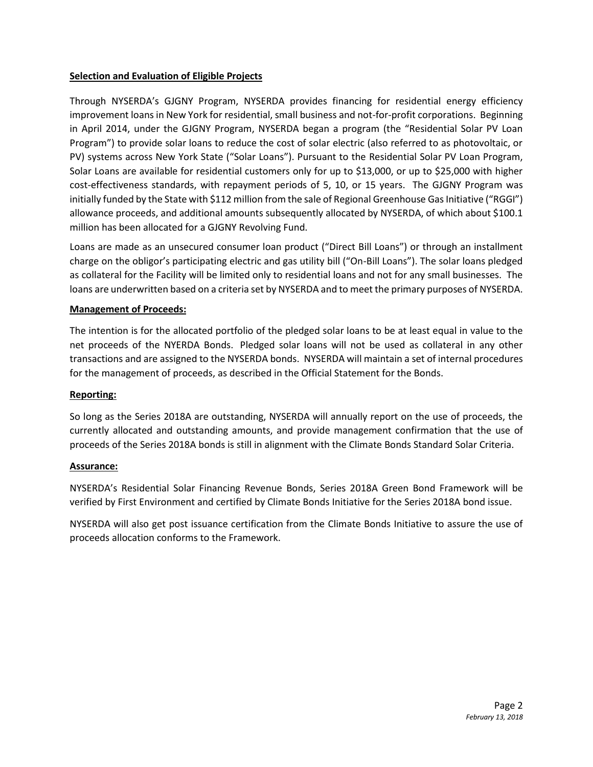**Selection and Evaluation of Eligible Projects**

Through NYSERDA's GJGNY Program, NYSERDA provides financing for residential energy efficiency improvement loans in New York for residential, small business and not-for-profit corporations. Beginning in April 2014, under the GJGNY Program, NYSERDA began a program (the "Residential Solar PV Loan Program") to provide solar loans to reduce the cost of solar electric (also referred to as photovoltaic, or PV) systems across New York State ("Solar Loans"). Pursuant to the Residential Solar PV Loan Program, Solar Loans are available for residential customers only for up to $13,000, or up to $25,000 with higher cost-effectiveness standards, with repayment periods of 5, 10, or 15 years. The GJGNY Program was initially funded by the State with $112 million from the sale of Regional Greenhouse Gas Initiative ("RGGI") allowance proceeds, and additional amounts subsequently allocated by NYSERDA, of which about $100.1 million has been allocated for a GJGNY Revolving Fund.

Loans are made as an unsecured consumer loan product ("Direct Bill Loans") or through an installment charge on the obligor's participating electric and gas utility bill ("On-Bill Loans"). The solar loans pledged as collateral for the Facility will be limited only to residential loans and not for any small businesses. The loans are underwritten based on a criteria set by NYSERDA and to meet the primary purposes of NYSERDA.

**Management of Proceeds:**

The intention is for the allocated portfolio of the pledged solar loans to be at least equal in value to the net proceeds of the NYERDA Bonds. Pledged solar loans will not be used as collateral in any other transactions and are assigned to the NYSERDA bonds. NYSERDA will maintain a set of internal procedures for the management of proceeds, as described in the Official Statement for the Bonds.

**Reporting:**

So long as the Series 2018A are outstanding, NYSERDA will annually report on the use of proceeds, the currently allocated and outstanding amounts, and provide management confirmation that the use of proceeds of the Series 2018A bonds is still in alignment with the Climate Bonds Standard Solar Criteria.

**Assurance:**

NYSERDA's Residential Solar Financing Revenue Bonds, Series 2018A Green Bond Framework will be verified by First Environment and certified by Climate Bonds Initiative for the Series 2018A bond issue.

NYSERDA will also get post issuance certification from the Climate Bonds Initiative to assure the use of proceeds allocation conforms to the Framework.